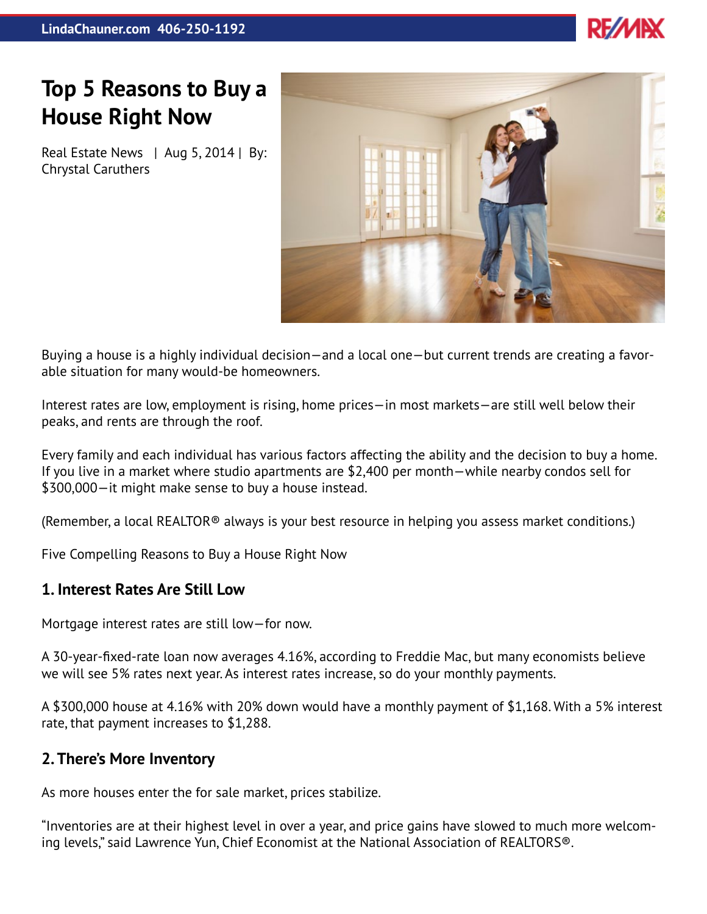# Top 5 Reasons to Buy a House Right Now

Real Estate News | Aug 5, 2014 | By: Chrystal Caruthers

Buying a house is a highly individual decision—and a local one—but current trends are creating a favorable situation for many would-be homeowners.

Interest rates are low, employment is rising, home prices—in most markets—are still well below their peaks, and rents are through the roof.

Every family and each individual has various factors affecting the ability and the decision to buy a home. If you live in a market where studio apartments are $2,400 per month—while nearby condos sell for $300,000—it might make sense to buy a house instead.

(Remember, a local REALTOR® always is your best resource in helping you assess market conditions.)

Five Compelling Reasons to Buy a House Right Now

### 1. Interest Rates Are Still Low

Mortgage interest rates are still low—for now.

A 30-year-fixed-rate loan now averages 4.16%, according to Freddie Mac, but many economists believe we will see 5% rates next year. As interest rates increase, so do your monthly payments.

A $300,000 house at 4.16% with 20% down would have a monthly payment of $1,168. With a 5% interest rate, that payment increases to $1,288.

### 2. There's More Inventory

As more houses enter the for sale market, prices stabilize.

"Inventories are at their highest level in over a year, and price gains have slowed to much more welcoming levels," said Lawrence Yun, Chief Economist at the National Association of REALTORS®.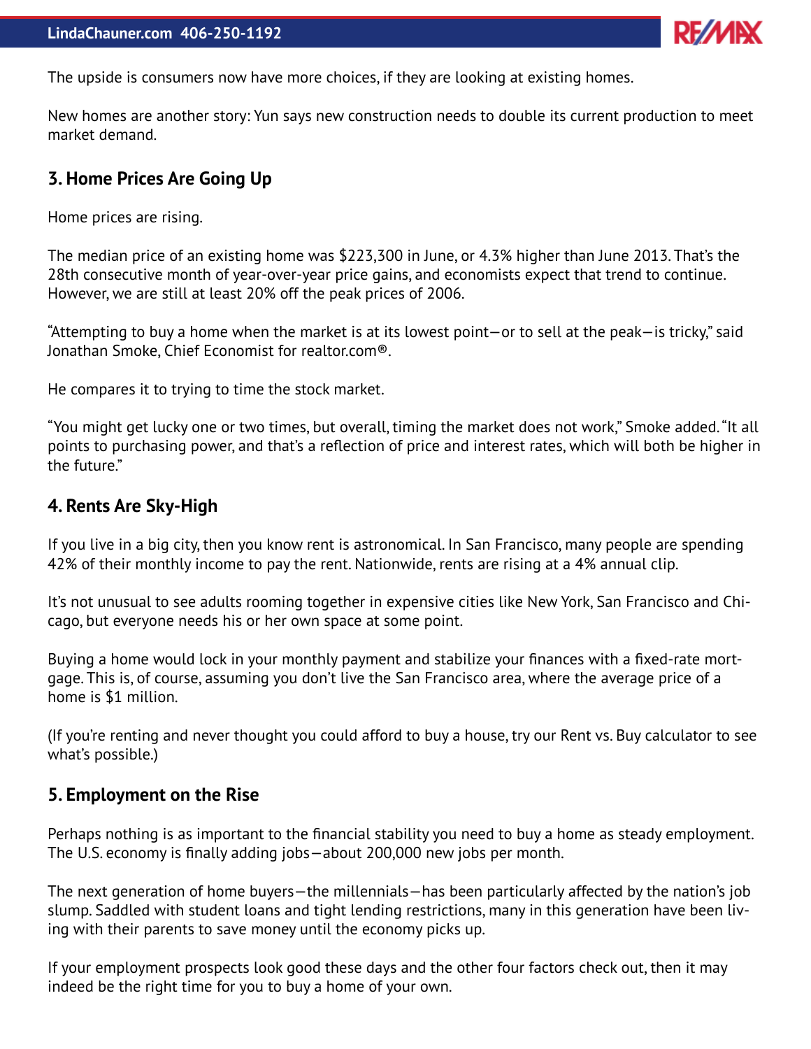The upside is consumers now have more choices, if they are looking at existing homes.

New homes are another story: Yun says new construction needs to double its current production to meet market demand.

## 3. Home Prices Are Going Up

Home prices are rising.

The median price of an existing home was $223,300 in June, or 4.3% higher than June 2013. That's the 28th consecutive month of year-over-year price gains, and economists expect that trend to continue. However, we are still at least 20% off the peak prices of 2006.

"Attempting to buy a home when the market is at its lowest point—or to sell at the peak—is tricky," said Jonathan Smoke, Chief Economist for realtor.com®.

He compares it to trying to time the stock market.

"You might get lucky one or two times, but overall, timing the market does not work," Smoke added. "It all points to purchasing power, and that's a reflection of price and interest rates, which will both be higher in the future."

## 4. Rents Are Sky-High

If you live in a big city, then you know rent is astronomical. In San Francisco, many people are spending 42% of their monthly income to pay the rent. Nationwide, rents are rising at a 4% annual clip.

It's not unusual to see adults rooming together in expensive cities like New York, San Francisco and Chicago, but everyone needs his or her own space at some point.

Buying a home would lock in your monthly payment and stabilize your finances with a fixed-rate mortgage. This is, of course, assuming you don't live the San Francisco area, where the average price of a home is $1 million.

(If you're renting and never thought you could afford to buy a house, try our Rent vs. Buy calculator to see what's possible.)

## 5. Employment on the Rise

Perhaps nothing is as important to the financial stability you need to buy a home as steady employment. The U.S. economy is finally adding jobs—about 200,000 new jobs per month.

The next generation of home buyers—the millennials—has been particularly affected by the nation's job slump. Saddled with student loans and tight lending restrictions, many in this generation have been living with their parents to save money until the economy picks up.

If your employment prospects look good these days and the other four factors check out, then it may indeed be the right time for you to buy a home of your own.